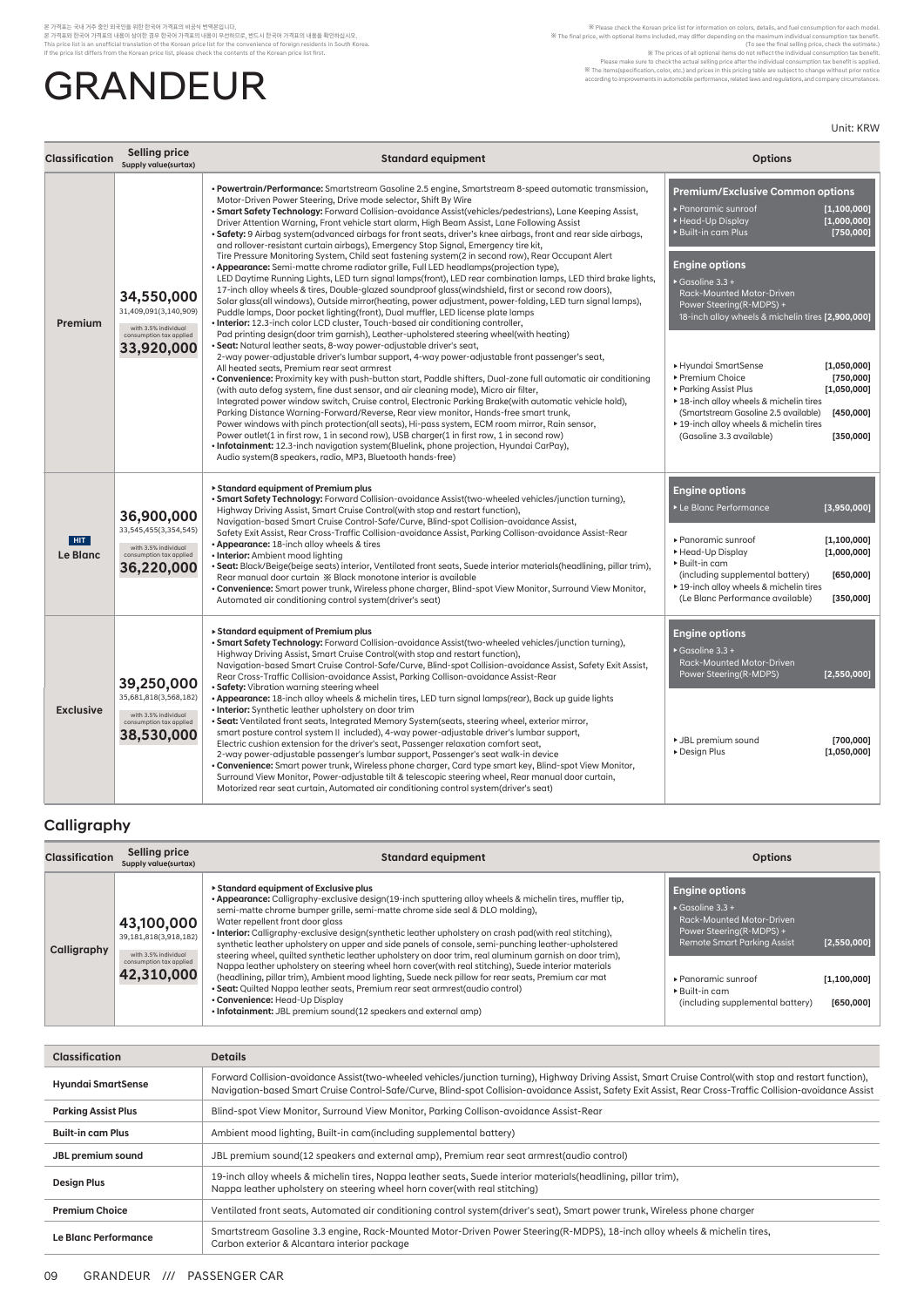본 가격표는 국내 거주 중인 외국인을 위한 한국어 가격표의 비공식 번역본입니다.
본 가격표와 한국어 가격표의 내용이 상이한 경우 한국어 가격표의 내용이 우선하므로, 반드시 한국어 가격표의 내용을 확인하십시오.
This price list is an unofficial translation of the Korean price list for the convenience of foreign residents in South Korea.
If the price list differs from the Korean price list, please check the contents of the Korean price list first.

※ Please check the Korean price list for information on colors, details, and fuel consumption for each model.
※ The final price, with optional items included, may differ depending on the maximum individual consumption tax benefit. (To see the final selling price, check the estimate.)
※ The prices of all optional items do not reflect the individual consumption tax benefit.
Please make sure to check the actual selling price after the individual consumption tax benefit is applied.
※ The items(specification, color, etc.) and prices in this pricing table are subject to change without prior notice according to improvements in automobile performance, related laws and regulations, and company circumstances.

# GRANDEUR

Unit: KRW

| Classification | Selling price Supply value(surtax) | Standard equipment | Options |
|---|---|---|---|
| Premium | **34,550,000** 31,409,091(3,140,909) with 3.5% individual consumption tax applied **33,920,000** | • **Powertrain/Performance:** Smartstream Gasoline 2.5 engine, Smartstream 8-speed automatic transmission, Motor-Driven Power Steering, Drive mode selector, Shift By Wire<br>• **Smart Safety Technology:** Forward Collision-avoidance Assist(vehicles/pedestrians), Lane Keeping Assist, Driver Attention Warning, Front vehicle start alarm, High Beam Assist, Lane Following Assist<br>• **Safety:** 9 Airbag system(advanced airbags for front seats, driver's knee airbags, front and rear side airbags, and rollover-resistant curtain airbags), Emergency Stop Signal, Emergency tire kit, Tire Pressure Monitoring System, Child seat fastening system(2 in second row), Rear Occupant Alert<br>• **Appearance:** Semi-matte chrome radiator grille, Full LED headlamps(projection type), LED Daytime Running Lights, LED turn signal lamps(front), LED rear combination lamps, LED third brake lights, 17-inch alloy wheels & tires, Double-glazed soundproof glass(windshield, first or second row doors), Solar glass(all windows), Outside mirror(heating, power adjustment, power-folding, LED turn signal lamps), Puddle lamps, Door pocket lighting(front), Dual muffler, LED license plate lamps<br>• **Interior:** 12.3-inch color LCD cluster, Touch-based air conditioning controller, Pad printing design(door trim garnish), Leather-upholstered steering wheel(with heating)<br>• **Seat:** Natural leather seats, 8-way power-adjustable driver's seat, 2-way power-adjustable driver's lumbar support, 4-way power-adjustable front passenger's seat, All heated seats, Premium rear seat armrest<br>• **Convenience:** Proximity key with push-button start, Paddle shifters, Dual-zone full automatic air conditioning (with auto defog system, fine dust sensor, and air cleaning mode), Micro air filter, Integrated power window switch, Cruise control, Electronic Parking Brake(with automatic vehicle hold), Parking Distance Warning-Forward/Reverse, Rear view monitor, Hands-free smart trunk, Power windows with pinch protection(all seats), Hi-pass system, ECM room mirror, Rain sensor, Power outlet(1 in first row, 1 in second row), USB charger(1 in first row, 1 in second row)<br>• **Infotainment:** 12.3-inch navigation system(Bluelink, phone projection, Hyundai CarPlay), Audio system(8 speakers, radio, MP3, Bluetooth hands-free) | **Premium/Exclusive Common options**<br>▸ Panoramic sunroof [1,100,000]<br>▸ Head-Up Display [1,000,000]<br>▸ Built-in cam Plus [750,000]<br><br>**Engine options**<br>▸ Gasoline 3.3 + Rack-Mounted Motor-Driven Power Steering(R-MDPS) + 18-inch alloy wheels & michelin tires [2,900,000]<br><br>▸ Hyundai SmartSense [1,050,000]<br>▸ Premium Choice [750,000]<br>▸ Parking Assist Plus [1,050,000]<br>▸ 18-inch alloy wheels & michelin tires (Smartstream Gasoline 2.5 available) [450,000]<br>▸ 19-inch alloy wheels & michelin tires (Gasoline 3.3 available) [350,000] |
| HIT Le Blanc | **36,900,000** 33,545,455(3,354,545) with 3.5% individual consumption tax applied **36,220,000** | ▸ **Standard equipment of Premium plus**<br>• **Smart Safety Technology:** Forward Collision-avoidance Assist(two-wheeled vehicles/junction turning), Highway Driving Assist, Smart Cruise Control(with stop and restart function), Navigation-based Smart Cruise Control-Safe/Curve, Blind-spot Collision-avoidance Assist, Safety Exit Assist, Rear Cross-Traffic Collision-avoidance Assist, Parking Collison-avoidance Assist-Rear<br>• **Appearance:** 18-inch alloy wheels & tires<br>• **Interior:** Ambient mood lighting<br>• **Seat:** Black/Beige(beige seats) interior, Ventilated front seats, Suede interior materials(headlining, pillar trim), Rear manual door curtain ※ Black monotone interior is available<br>• **Convenience:** Smart power trunk, Wireless phone charger, Blind-spot View Monitor, Surround View Monitor, Automated air conditioning control system(driver's seat) | **Engine options**<br>▸ Le Blanc Performance [3,950,000]<br><br>▸ Panoramic sunroof [1,100,000]<br>▸ Head-Up Display [1,000,000]<br>▸ Built-in cam (including supplemental battery) [650,000]<br>▸ 19-inch alloy wheels & michelin tires (Le Blanc Performance available) [350,000] |
| Exclusive | **39,250,000** 35,681,818(3,568,182) with 3.5% individual consumption tax applied **38,530,000** | ▸ **Standard equipment of Premium plus**<br>• **Smart Safety Technology:** Forward Collision-avoidance Assist(two-wheeled vehicles/junction turning), Highway Driving Assist, Smart Cruise Control(with stop and restart function), Navigation-based Smart Cruise Control-Safe/Curve, Blind-spot Collision-avoidance Assist, Safety Exit Assist, Rear Cross-Traffic Collision-avoidance Assist, Parking Collison-avoidance Assist-Rear<br>• **Safety:** Vibration warning steering wheel<br>• **Appearance:** 18-inch alloy wheels & michelin tires, LED turn signal lamps(rear), Back up guide lights<br>• **Interior:** Synthetic leather upholstery on door trim<br>• **Seat:** Ventilated front seats, Integrated Memory System(seats, steering wheel, exterior mirror, smart posture control system II included), 4-way power-adjustable driver's lumbar support, Electric cushion extension for the driver's seat, Passenger relaxation comfort seat, 2-way power-adjustable passenger's lumbar support, Passenger's seat walk-in device<br>• **Convenience:** Smart power trunk, Wireless phone charger, Card type smart key, Blind-spot View Monitor, Surround View Monitor, Power-adjustable tilt & telescopic steering wheel, Rear manual door curtain, Motorized rear seat curtain, Automated air conditioning control system(driver's seat) | **Engine options**<br>▸ Gasoline 3.3 + Rack-Mounted Motor-Driven Power Steering(R-MDPS) [2,550,000]<br><br>▸ JBL premium sound [700,000]<br>▸ Design Plus [1,050,000] |

## Calligraphy

| Classification | Selling price Supply value(surtax) | Standard equipment | Options |
|---|---|---|---|
| Calligraphy | **43,100,000** 39,181,818(3,918,182) with 3.5% individual consumption tax applied **42,310,000** | ▸ **Standard equipment of Exclusive plus**<br>• **Appearance:** Calligraphy-exclusive design(19-inch sputtering alloy wheels & michelin tires, muffler tip, semi-matte chrome bumper grille, semi-matte chrome side seal & DLO molding), Water repellent front door glass<br>• **Interior:** Calligraphy-exclusive design(synthetic leather upholstery on crash pad(with real stitching), synthetic leather upholstery on upper and side panels of console, semi-punching leather-upholstered steering wheel, quilted synthetic leather upholstery on door trim, real aluminum garnish on door trim), Nappa leather upholstery on steering wheel horn cover(with real stitching), Suede interior materials (headlining, pillar trim), Ambient mood lighting, Suede neck pillow for rear seats, Premium car mat<br>• **Seat:** Quilted Nappa leather seats, Premium rear seat armrest(audio control)<br>• **Convenience:** Head-Up Display<br>• **Infotainment:** JBL premium sound(12 speakers and external amp) | **Engine options**<br>▸ Gasoline 3.3 + Rack-Mounted Motor-Driven Power Steering(R-MDPS) + Remote Smart Parking Assist [2,550,000]<br><br>▸ Panoramic sunroof [1,100,000]<br>▸ Built-in cam (including supplemental battery) [650,000] |

| Classification | Details |
|---|---|
| Hyundai SmartSense | Forward Collision-avoidance Assist(two-wheeled vehicles/junction turning), Highway Driving Assist, Smart Cruise Control(with stop and restart function), Navigation-based Smart Cruise Control-Safe/Curve, Blind-spot Collision-avoidance Assist, Safety Exit Assist, Rear Cross-Traffic Collision-avoidance Assist |
| Parking Assist Plus | Blind-spot View Monitor, Surround View Monitor, Parking Collison-avoidance Assist-Rear |
| Built-in cam Plus | Ambient mood lighting, Built-in cam(including supplemental battery) |
| JBL premium sound | JBL premium sound(12 speakers and external amp), Premium rear seat armrest(audio control) |
| Design Plus | 19-inch alloy wheels & michelin tires, Nappa leather seats, Suede interior materials(headlining, pillar trim), Nappa leather upholstery on steering wheel horn cover(with real stitching) |
| Premium Choice | Ventilated front seats, Automated air conditioning control system(driver's seat), Smart power trunk, Wireless phone charger |
| Le Blanc Performance | Smartstream Gasoline 3.3 engine, Rack-Mounted Motor-Driven Power Steering(R-MDPS), 18-inch alloy wheels & michelin tires, Carbon exterior & Alcantara interior package |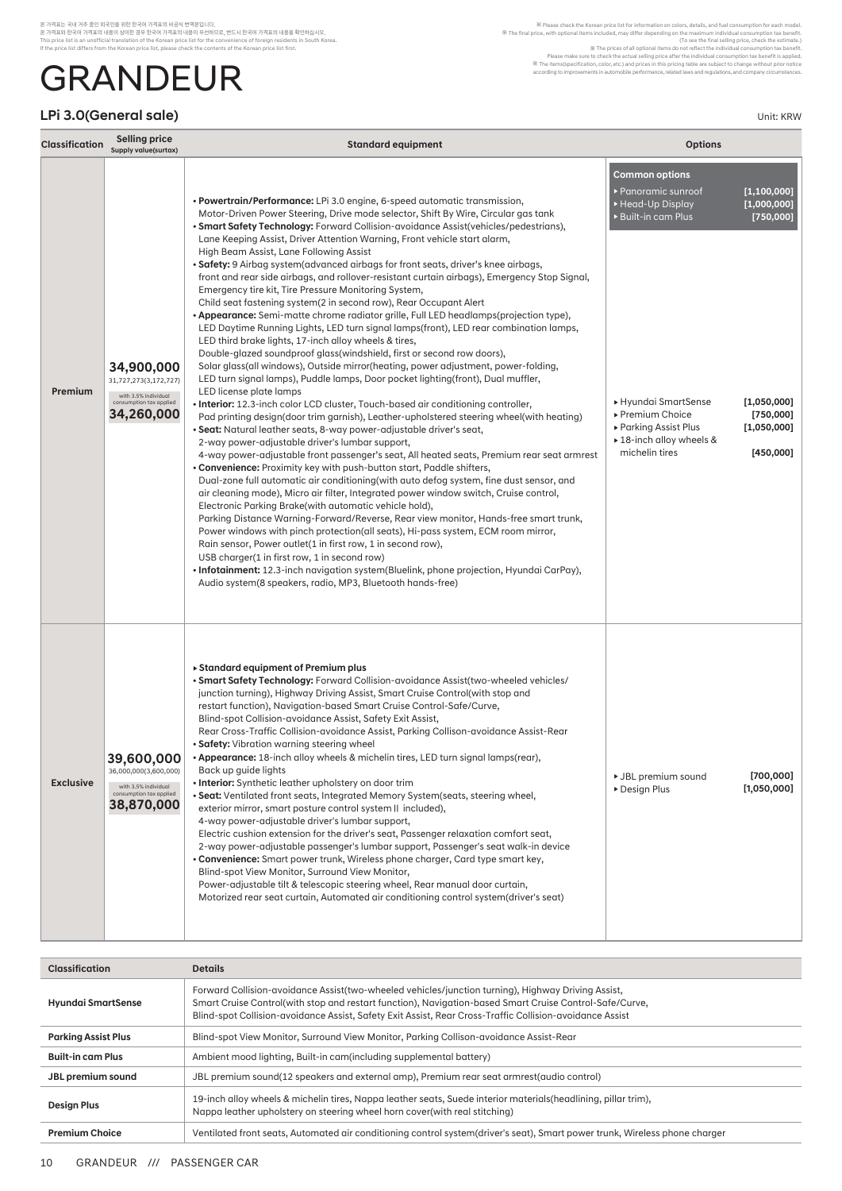본 가격표는 국내 거주 중인 외국인을 위한 한국어 가격표의 비공식 번역본입니다.
본 가격표와 한국어 가격표의 내용이 상이한 경우 한국어 가격표의 내용이 우선하므로, 반드시 한국어 가격표의 내용을 확인하십시오.
This price list is an unofficial translation of the Korean price list for the convenience of foreign residents in South Korea.
If the price list differs from the Korean price list, please check the contents of the Korean price list first.

※ Please check the Korean price list for information on colors, details, and fuel consumption for each model.
※ The final price, with optional items included, may differ depending on the maximum individual consumption tax benefit. (To see the final selling price, check the estimate.)
※ The prices of all optional items do not reflect the individual consumption tax benefit. Please make sure to check the actual selling price after the individual consumption tax benefit is applied.
※ The items(specification, color, etc.) and prices in this pricing table are subject to change without prior notice according to improvements in automobile performance, related laws and regulations, and company circumstances.

# GRANDEUR

## LPi 3.0(General sale)

Unit: KRW

| Classification | Selling price Supply value(surtax) | Standard equipment | Options |
|---|---|---|---|
| | | | **Common options** ▸ Panoramic sunroof [1,100,000] ▸ Head-Up Display [1,000,000] ▸ Built-in cam Plus [750,000] |
| Premium | **34,900,000** 31,727,273(3,172,727) with 3.5% individual consumption tax applied **34,260,000** | • **Powertrain/Performance:** LPi 3.0 engine, 6-speed automatic transmission, Motor-Driven Power Steering, Drive mode selector, Shift By Wire, Circular gas tank • **Smart Safety Technology:** Forward Collision-avoidance Assist(vehicles/pedestrians), Lane Keeping Assist, Driver Attention Warning, Front vehicle start alarm, High Beam Assist, Lane Following Assist • **Safety:** 9 Airbag system(advanced airbags for front seats, driver's knee airbags, front and rear side airbags, and rollover-resistant curtain airbags), Emergency Stop Signal, Emergency tire kit, Tire Pressure Monitoring System, Child seat fastening system(2 in second row), Rear Occupant Alert • **Appearance:** Semi-matte chrome radiator grille, Full LED headlamps(projection type), LED Daytime Running Lights, LED turn signal lamps(front), LED rear combination lamps, LED third brake lights, 17-inch alloy wheels & tires, Double-glazed soundproof glass(windshield, first or second row doors), Solar glass(all windows), Outside mirror(heating, power adjustment, power-folding, LED turn signal lamps), Puddle lamps, Door pocket lighting(front), Dual muffler, LED license plate lamps • **Interior:** 12.3-inch color LCD cluster, Touch-based air conditioning controller, Pad printing design(door trim garnish), Leather-upholstered steering wheel(with heating) • **Seat:** Natural leather seats, 8-way power-adjustable driver's seat, 2-way power-adjustable driver's lumbar support, 4-way power-adjustable front passenger's seat, All heated seats, Premium rear seat armrest • **Convenience:** Proximity key with push-button start, Paddle shifters, Dual-zone full automatic air conditioning(with auto defog system, fine dust sensor, and air cleaning mode), Micro air filter, Integrated power window switch, Cruise control, Electronic Parking Brake(with automatic vehicle hold), Parking Distance Warning-Forward/Reverse, Rear view monitor, Hands-free smart trunk, Power windows with pinch protection(all seats), Hi-pass system, ECM room mirror, Rain sensor, Power outlet(1 in first row, 1 in second row), USB charger(1 in first row, 1 in second row) • **Infotainment:** 12.3-inch navigation system(Bluelink, phone projection, Hyundai CarPay), Audio system(8 speakers, radio, MP3, Bluetooth hands-free) | ▸ Hyundai SmartSense [1,050,000] ▸ Premium Choice [750,000] ▸ Parking Assist Plus [1,050,000] ▸ 18-inch alloy wheels & michelin tires [450,000] |
| Exclusive | **39,600,000** 36,000,000(3,600,000) with 3.5% individual consumption tax applied **38,870,000** | ▸ **Standard equipment of Premium plus** • **Smart Safety Technology:** Forward Collision-avoidance Assist(two-wheeled vehicles/junction turning), Highway Driving Assist, Smart Cruise Control(with stop and restart function), Navigation-based Smart Cruise Control-Safe/Curve, Blind-spot Collision-avoidance Assist, Safety Exit Assist, Rear Cross-Traffic Collision-avoidance Assist, Parking Collison-avoidance Assist-Rear • **Safety:** Vibration warning steering wheel • **Appearance:** 18-inch alloy wheels & michelin tires, LED turn signal lamps(rear), Back up guide lights • **Interior:** Synthetic leather upholstery on door trim • **Seat:** Ventilated front seats, Integrated Memory System(seats, steering wheel, exterior mirror, smart posture control system II included), 4-way power-adjustable driver's lumbar support, Electric cushion extension for the driver's seat, Passenger relaxation comfort seat, 2-way power-adjustable passenger's lumbar support, Passenger's seat walk-in device • **Convenience:** Smart power trunk, Wireless phone charger, Card type smart key, Blind-spot View Monitor, Surround View Monitor, Power-adjustable tilt & telescopic steering wheel, Rear manual door curtain, Motorized rear seat curtain, Automated air conditioning control system(driver's seat) | ▸ JBL premium sound [700,000] ▸ Design Plus [1,050,000] |

| Classification | Details |
|---|---|
| Hyundai SmartSense | Forward Collision-avoidance Assist(two-wheeled vehicles/junction turning), Highway Driving Assist, Smart Cruise Control(with stop and restart function), Navigation-based Smart Cruise Control-Safe/Curve, Blind-spot Collision-avoidance Assist, Safety Exit Assist, Rear Cross-Traffic Collision-avoidance Assist |
| Parking Assist Plus | Blind-spot View Monitor, Surround View Monitor, Parking Collison-avoidance Assist-Rear |
| Built-in cam Plus | Ambient mood lighting, Built-in cam(including supplemental battery) |
| JBL premium sound | JBL premium sound(12 speakers and external amp), Premium rear seat armrest(audio control) |
| Design Plus | 19-inch alloy wheels & michelin tires, Nappa leather seats, Suede interior materials(headlining, pillar trim), Nappa leather upholstery on steering wheel horn cover(with real stitching) |
| Premium Choice | Ventilated front seats, Automated air conditioning control system(driver's seat), Smart power trunk, Wireless phone charger |